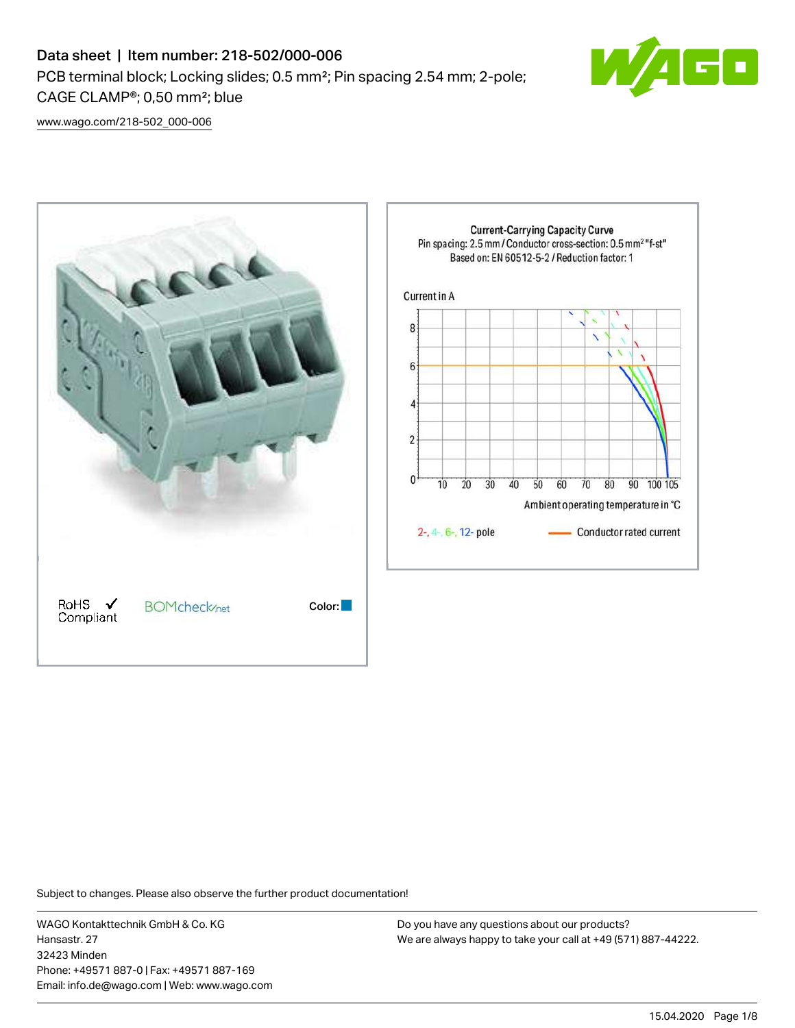# Data sheet | Item number: 218-502/000-006

PCB terminal block; Locking slides; 0.5 mm²; Pin spacing 2.54 mm; 2-pole; CAGE CLAMP®; 0,50 mm²; blue

www.wago.com/218-502_000-006

Current-Carrying Capacity Curve
Pin spacing: 2.5 mm / Conductor cross-section: 0.5 mm² "f-st"
Based on: EN 60512-5-2 / Reduction factor: 1

Current in A

Ambient operating temperature in °C

2-, 4-, 6-, 12- pole    Conductor rated current

RoHS ✓ Compliant    BOMcheck.net    Color:

Subject to changes. Please also observe the further product documentation!

WAGO Kontakttechnik GmbH & Co. KG
Hansastr. 27
32423 Minden
Phone: +49571 887-0 | Fax: +49571 887-169
Email: info.de@wago.com | Web: www.wago.com

Do you have any questions about our products?
We are always happy to take your call at +49 (571) 887-44222.

15.04.2020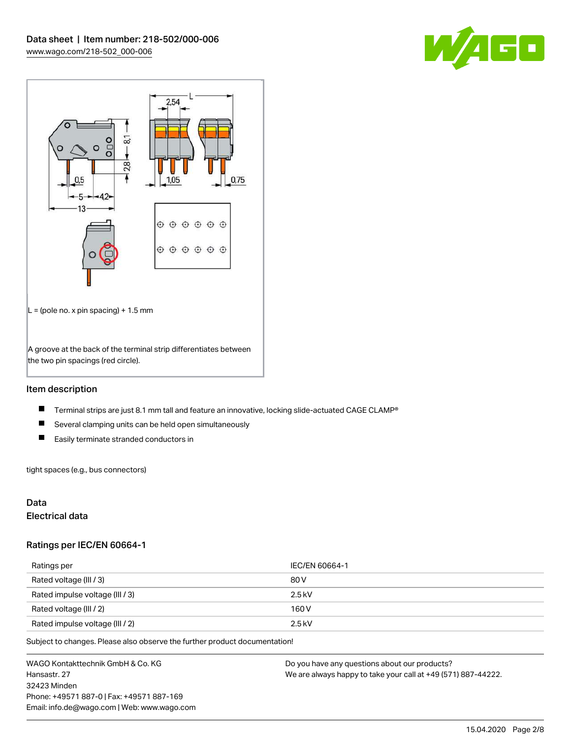L = (pole no. x pin spacing) + 1.5 mm

A groove at the back of the terminal strip differentiates between the two pin spacings (red circle).

## Item description

- Terminal strips are just 8.1 mm tall and feature an innovative, locking slide-actuated CAGE CLAMP®
- Several clamping units can be held open simultaneously
- Easily terminate stranded conductors in

tight spaces (e.g., bus connectors)

## Data

### Electrical data

### Ratings per IEC/EN 60664-1

| Ratings per | IEC/EN 60664-1 |
| --- | --- |
| Rated voltage (III / 3) | 80 V |
| Rated impulse voltage (III / 3) | 2.5 kV |
| Rated voltage (III / 2) | 160 V |
| Rated impulse voltage (III / 2) | 2.5 kV |

Subject to changes. Please also observe the further product documentation!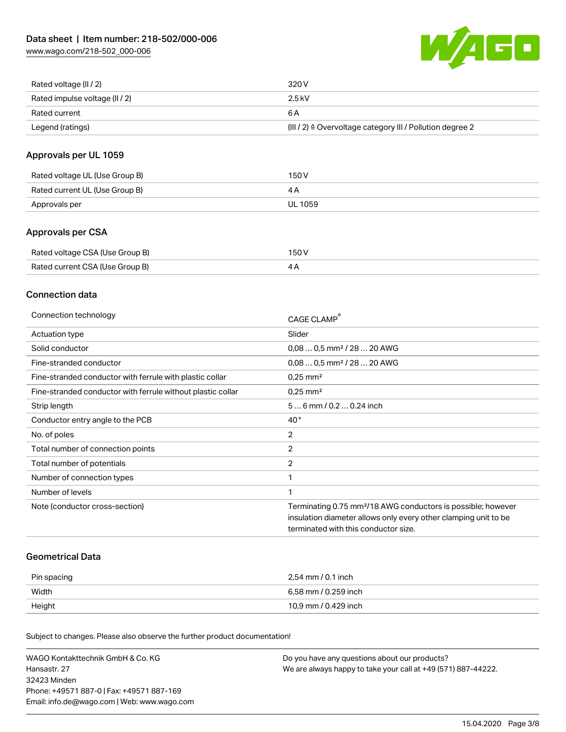| | |
|---|---|
| Rated voltage (II / 2) | 320 V |
| Rated impulse voltage (II / 2) | 2.5 kV |
| Rated current | 6 A |
| Legend (ratings) | (III / 2) ≙ Overvoltage category III / Pollution degree 2 |

## Approvals per UL 1059

| | |
|---|---|
| Rated voltage UL (Use Group B) | 150 V |
| Rated current UL (Use Group B) | 4 A |
| Approvals per | UL 1059 |

## Approvals per CSA

| | |
|---|---|
| Rated voltage CSA (Use Group B) | 150 V |
| Rated current CSA (Use Group B) | 4 A |

## Connection data

| | |
|---|---|
| Connection technology | CAGE CLAMP® |
| Actuation type | Slider |
| Solid conductor | 0,08 … 0,5 mm² / 28 … 20 AWG |
| Fine-stranded conductor | 0,08 … 0,5 mm² / 28 … 20 AWG |
| Fine-stranded conductor with ferrule with plastic collar | 0,25 mm² |
| Fine-stranded conductor with ferrule without plastic collar | 0,25 mm² |
| Strip length | 5 … 6 mm / 0.2 … 0.24 inch |
| Conductor entry angle to the PCB | 40 ° |
| No. of poles | 2 |
| Total number of connection points | 2 |
| Total number of potentials | 2 |
| Number of connection types | 1 |
| Number of levels | 1 |
| Note (conductor cross-section) | Terminating 0.75 mm²/18 AWG conductors is possible; however insulation diameter allows only every other clamping unit to be terminated with this conductor size. |

## Geometrical Data

| | |
|---|---|
| Pin spacing | 2,54 mm / 0.1 inch |
| Width | 6,58 mm / 0.259 inch |
| Height | 10,9 mm / 0.429 inch |

Subject to changes. Please also observe the further product documentation!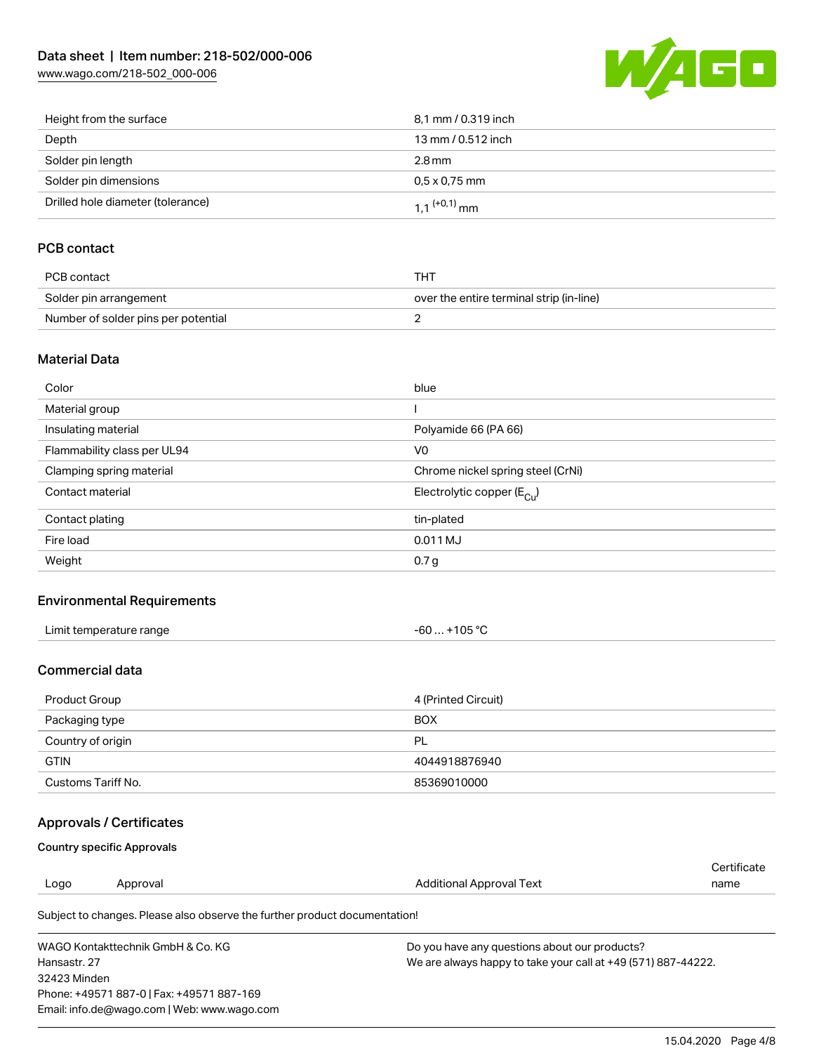| | |
|---|---|
| Height from the surface | 8,1 mm / 0.319 inch |
| Depth | 13 mm / 0.512 inch |
| Solder pin length | 2.8 mm |
| Solder pin dimensions | 0,5 x 0,75 mm |
| Drilled hole diameter (tolerance) | $1,1^{(+0,1)}$ mm |

## PCB contact

| | |
|---|---|
| PCB contact | THT |
| Solder pin arrangement | over the entire terminal strip (in-line) |
| Number of solder pins per potential | 2 |

## Material Data

| | |
|---|---|
| Color | blue |
| Material group | I |
| Insulating material | Polyamide 66 (PA 66) |
| Flammability class per UL94 | V0 |
| Clamping spring material | Chrome nickel spring steel (CrNi) |
| Contact material | Electrolytic copper ($E_{Cu}$) |
| Contact plating | tin-plated |
| Fire load | 0.011 MJ |
| Weight | 0.7 g |

## Environmental Requirements

| | |
|---|---|
| Limit temperature range | -60 … +105 °C |

## Commercial data

| | |
|---|---|
| Product Group | 4 (Printed Circuit) |
| Packaging type | BOX |
| Country of origin | PL |
| GTIN | 4044918876940 |
| Customs Tariff No. | 85369010000 |

## Approvals / Certificates

### Country specific Approvals

| Logo | Approval | Additional Approval Text | Certificate name |
|---|---|---|---|

Subject to changes. Please also observe the further product documentation!

WAGO Kontakttechnik GmbH & Co. KG
Hansastr. 27
32423 Minden
Phone: +49571 887-0 | Fax: +49571 887-169
Email: info.de@wago.com | Web: www.wago.com

Do you have any questions about our products?
We are always happy to take your call at +49 (571) 887-44222.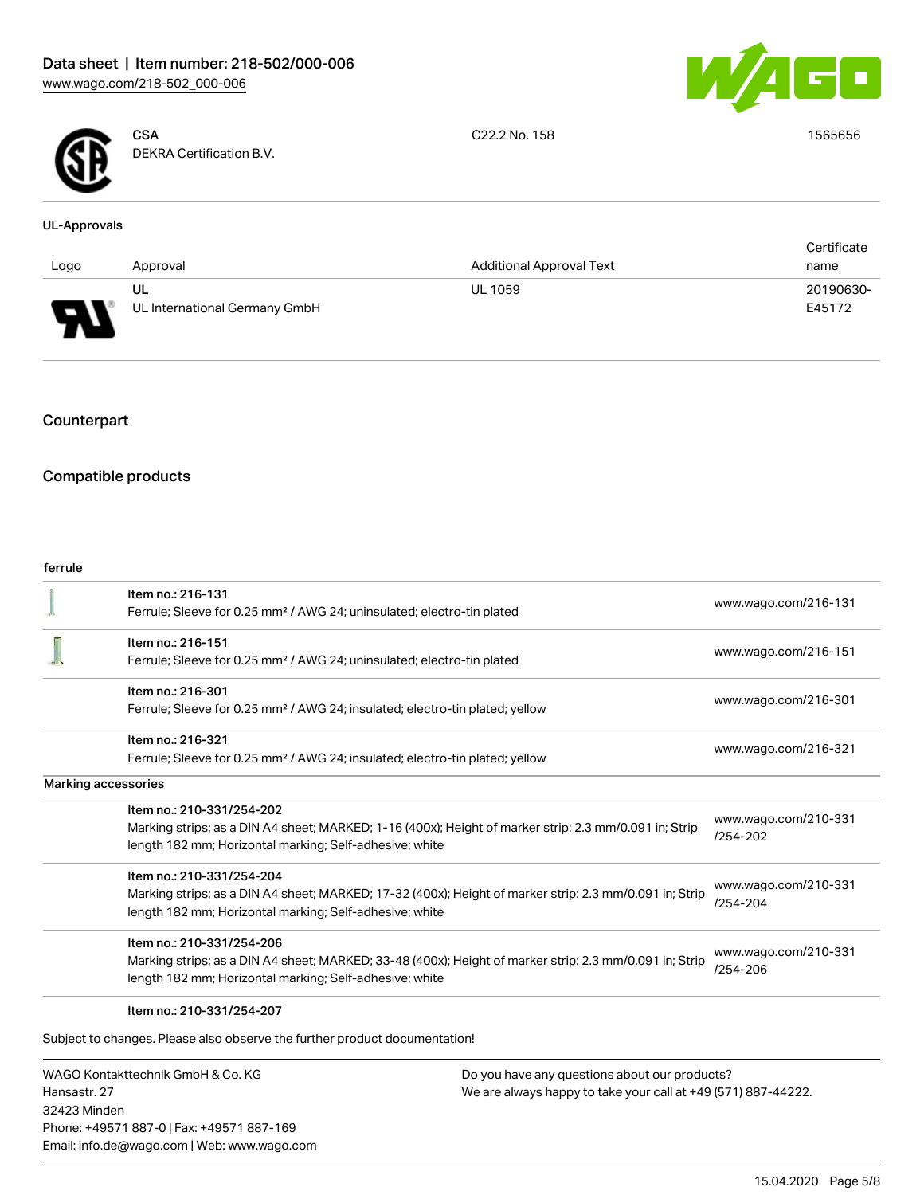| | | | |
|---|---|---|---|
| | **CSA**<br>DEKRA Certification B.V. | C22.2 No. 158 | 1565656 |

**UL-Approvals**

| Logo | Approval | Additional Approval Text | Certificate name |
|---|---|---|---|
| | **UL**<br>UL International Germany GmbH | UL 1059 | 20190630-E45172 |

## Counterpart

## Compatible products

**ferrule**

| | | |
|---|---|---|
| | Item no.: 216-131<br>Ferrule; Sleeve for 0.25 mm² / AWG 24; uninsulated; electro-tin plated | www.wago.com/216-131 |
| | Item no.: 216-151<br>Ferrule; Sleeve for 0.25 mm² / AWG 24; uninsulated; electro-tin plated | www.wago.com/216-151 |
| | Item no.: 216-301<br>Ferrule; Sleeve for 0.25 mm² / AWG 24; insulated; electro-tin plated; yellow | www.wago.com/216-301 |
| | Item no.: 216-321<br>Ferrule; Sleeve for 0.25 mm² / AWG 24; insulated; electro-tin plated; yellow | www.wago.com/216-321 |

**Marking accessories**

| | | |
|---|---|---|
| | Item no.: 210-331/254-202<br>Marking strips; as a DIN A4 sheet; MARKED; 1-16 (400x); Height of marker strip: 2.3 mm/0.091 in; Strip length 182 mm; Horizontal marking; Self-adhesive; white | www.wago.com/210-331/254-202 |
| | Item no.: 210-331/254-204<br>Marking strips; as a DIN A4 sheet; MARKED; 17-32 (400x); Height of marker strip: 2.3 mm/0.091 in; Strip length 182 mm; Horizontal marking; Self-adhesive; white | www.wago.com/210-331/254-204 |
| | Item no.: 210-331/254-206<br>Marking strips; as a DIN A4 sheet; MARKED; 33-48 (400x); Height of marker strip: 2.3 mm/0.091 in; Strip length 182 mm; Horizontal marking; Self-adhesive; white | www.wago.com/210-331/254-206 |
| | Item no.: 210-331/254-207 | |

Subject to changes. Please also observe the further product documentation!

WAGO Kontakttechnik GmbH & Co. KG
Hansastr. 27
32423 Minden
Phone: +49571 887-0 | Fax: +49571 887-169
Email: info.de@wago.com | Web: www.wago.com

Do you have any questions about our products?
We are always happy to take your call at +49 (571) 887-44222.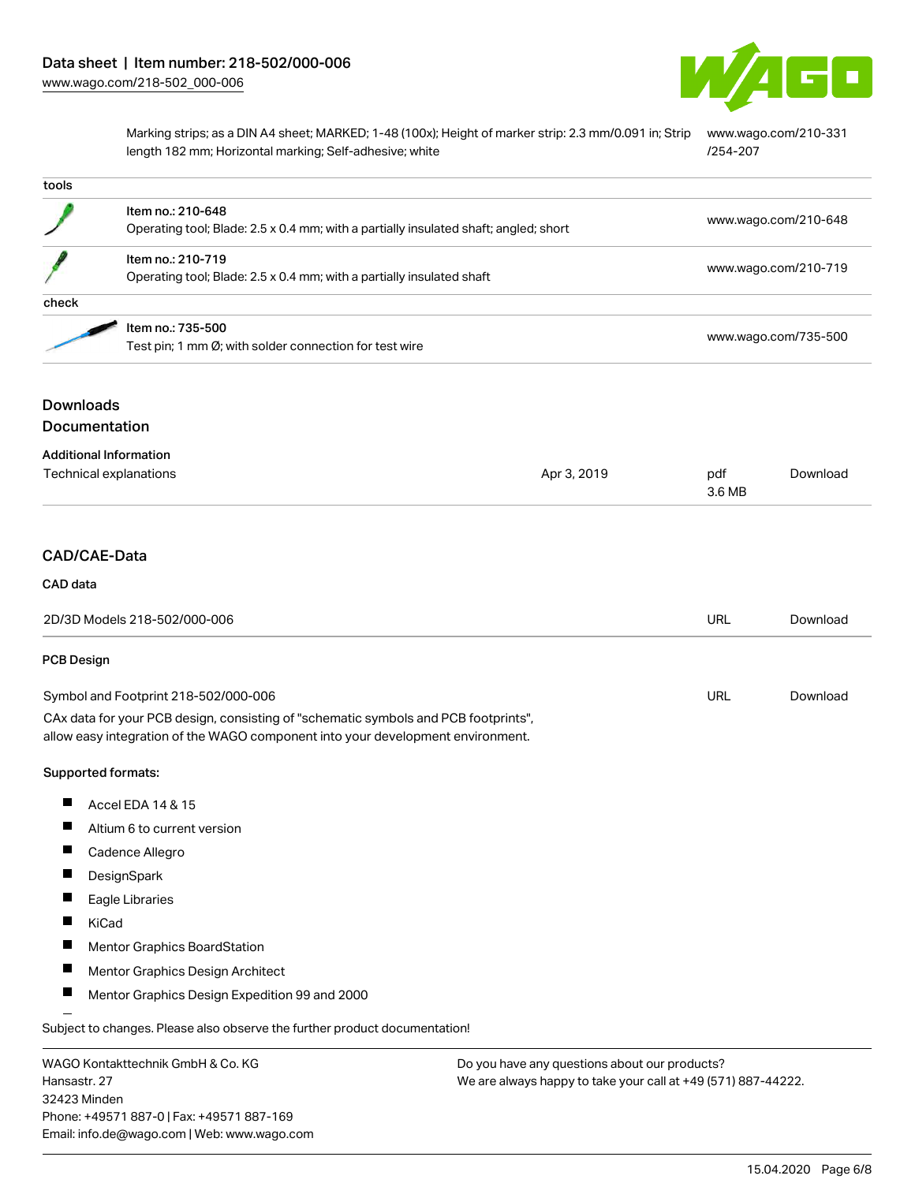| | | |
|---|---|---|
| | Marking strips; as a DIN A4 sheet; MARKED; 1-48 (100x); Height of marker strip: 2.3 mm/0.091 in; Strip length 182 mm; Horizontal marking; Self-adhesive; white | www.wago.com/210-331/254-207 |
| **tools** | | |
| | Item no.: 210-648<br>Operating tool; Blade: 2.5 x 0.4 mm; with a partially insulated shaft; angled; short | www.wago.com/210-648 |
| | Item no.: 210-719<br>Operating tool; Blade: 2.5 x 0.4 mm; with a partially insulated shaft | www.wago.com/210-719 |
| **check** | | |
| | Item no.: 735-500<br>Test pin; 1 mm Ø; with solder connection for test wire | www.wago.com/735-500 |

## Downloads
## Documentation

### Additional Information

| | | | |
|---|---|---|---|
| Technical explanations | Apr 3, 2019 | pdf<br>3.6 MB | Download |

## CAD/CAE-Data

### CAD data

| | | |
|---|---|---|
| 2D/3D Models 218-502/000-006 | URL | Download |

### PCB Design

| | | |
|---|---|---|
| Symbol and Footprint 218-502/000-006 | URL | Download |

CAx data for your PCB design, consisting of "schematic symbols and PCB footprints", allow easy integration of the WAGO component into your development environment.

**Supported formats:**

- Accel EDA 14 & 15
- Altium 6 to current version
- Cadence Allegro
- DesignSpark
- Eagle Libraries
- KiCad
- Mentor Graphics BoardStation
- Mentor Graphics Design Architect
- Mentor Graphics Design Expedition 99 and 2000

Subject to changes. Please also observe the further product documentation!

WAGO Kontakttechnik GmbH & Co. KG
Hansastr. 27
32423 Minden
Phone: +49571 887-0 | Fax: +49571 887-169
Email: info.de@wago.com | Web: www.wago.com

Do you have any questions about our products?
We are always happy to take your call at +49 (571) 887-44222.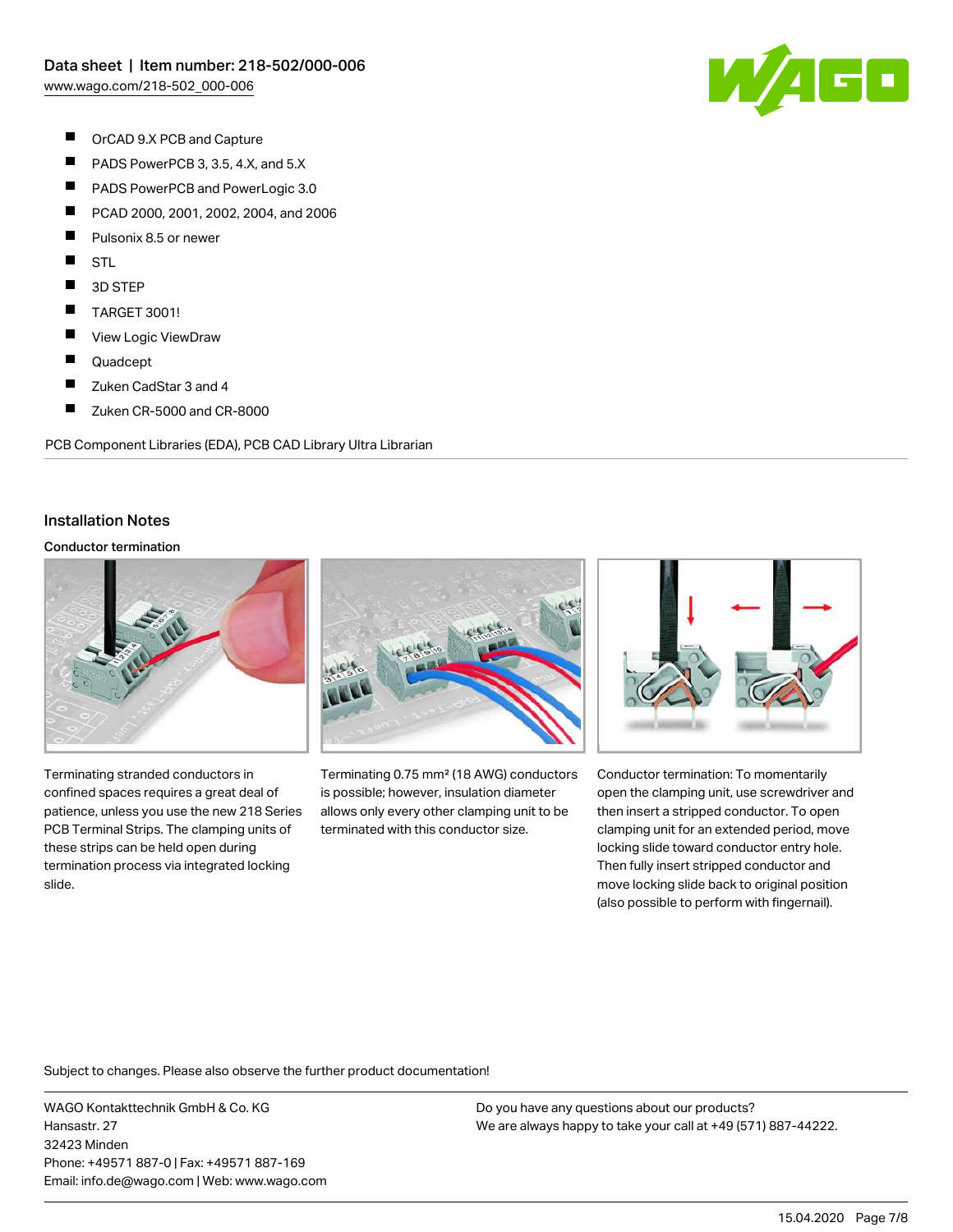- OrCAD 9.X PCB and Capture
- PADS PowerPCB 3, 3.5, 4.X, and 5.X
- PADS PowerPCB and PowerLogic 3.0
- PCAD 2000, 2001, 2002, 2004, and 2006
- Pulsonix 8.5 or newer
- STL
- 3D STEP
- TARGET 3001!
- View Logic ViewDraw
- Quadcept
- Zuken CadStar 3 and 4
- Zuken CR-5000 and CR-8000

PCB Component Libraries (EDA), PCB CAD Library Ultra Librarian

## Installation Notes

### Conductor termination

Terminating stranded conductors in confined spaces requires a great deal of patience, unless you use the new 218 Series PCB Terminal Strips. The clamping units of these strips can be held open during termination process via integrated locking slide.

Terminating 0.75 mm² (18 AWG) conductors is possible; however, insulation diameter allows only every other clamping unit to be terminated with this conductor size.

Conductor termination: To momentarily open the clamping unit, use screwdriver and then insert a stripped conductor. To open clamping unit for an extended period, move locking slide toward conductor entry hole. Then fully insert stripped conductor and move locking slide back to original position (also possible to perform with fingernail).

Subject to changes. Please also observe the further product documentation!

WAGO Kontakttechnik GmbH & Co. KG
Hansastr. 27
32423 Minden
Phone: +49571 887-0 | Fax: +49571 887-169
Email: info.de@wago.com | Web: www.wago.com

Do you have any questions about our products?
We are always happy to take your call at +49 (571) 887-44222.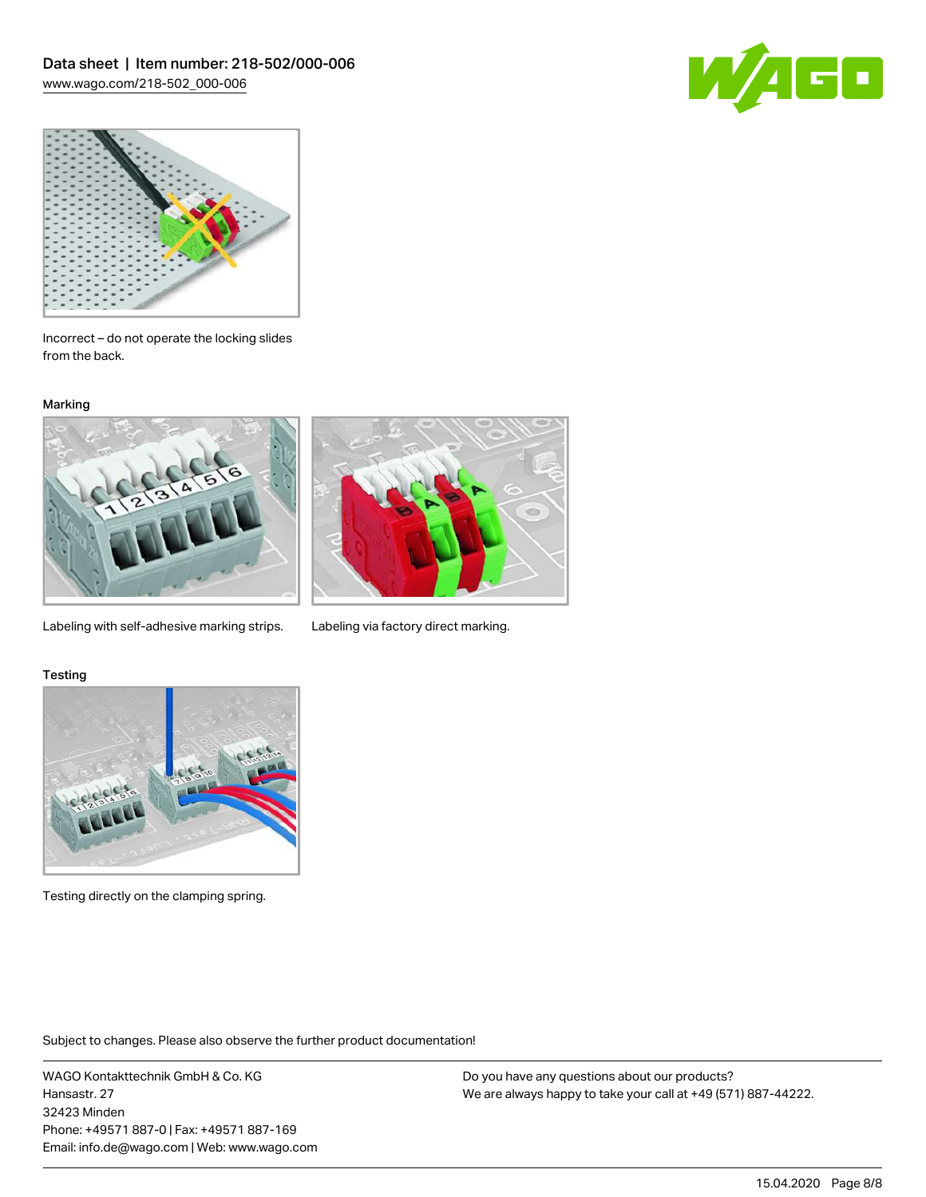Incorrect – do not operate the locking slides from the back.

### Marking

Labeling with self-adhesive marking strips.

Labeling via factory direct marking.

### Testing

Testing directly on the clamping spring.

Subject to changes. Please also observe the further product documentation!

WAGO Kontakttechnik GmbH & Co. KG
Hansastr. 27
32423 Minden
Phone: +49571 887-0 | Fax: +49571 887-169
Email: info.de@wago.com | Web: www.wago.com

Do you have any questions about our products?
We are always happy to take your call at +49 (571) 887-44222.